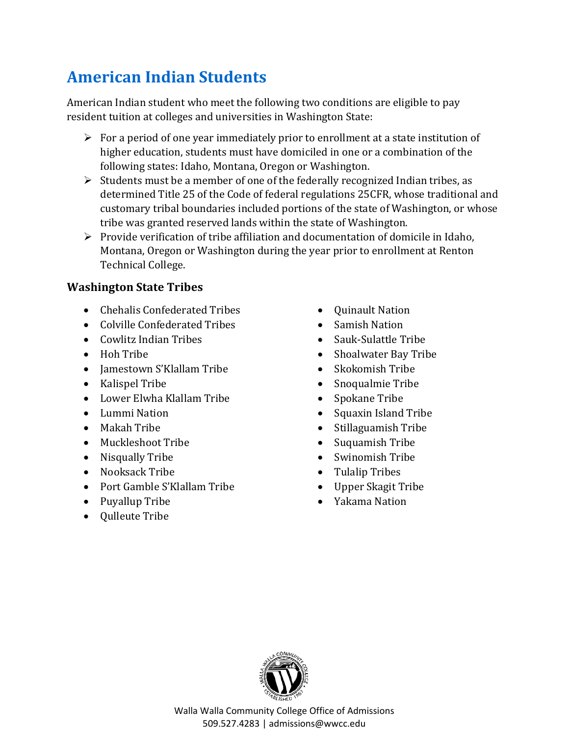# American Indian Students

American Indian student who meet the following two conditions are eligible to pay resident tuition at colleges and universities in Washington State:

- For a period of one year immediately prior to enrollment at a state institution of higher education, students must have domiciled in one or a combination of the following states: Idaho, Montana, Oregon or Washington.
- Students must be a member of one of the federally recognized Indian tribes, as determined Title 25 of the Code of federal regulations 25CFR, whose traditional and customary tribal boundaries included portions of the state of Washington, or whose tribe was granted reserved lands within the state of Washington.
- Provide verification of tribe affiliation and documentation of domicile in Idaho, Montana, Oregon or Washington during the year prior to enrollment at Renton Technical College.

### Washington State Tribes

- Chehalis Confederated Tribes
- Colville Confederated Tribes
- Cowlitz Indian Tribes
- Hoh Tribe
- Jamestown S'Klallam Tribe
- Kalispel Tribe
- Lower Elwha Klallam Tribe
- Lummi Nation
- Makah Tribe
- Muckleshoot Tribe
- Nisqually Tribe
- Nooksack Tribe
- Port Gamble S'Klallam Tribe
- Puyallup Tribe
- Qulleute Tribe
- Quinault Nation
- Samish Nation
- Sauk-Sulattle Tribe
- Shoalwater Bay Tribe
- Skokomish Tribe
- Snoqualmie Tribe
- Spokane Tribe
- Squaxin Island Tribe
- Stillaguamish Tribe
- Suquamish Tribe
- Swinomish Tribe
- Tulalip Tribes
- Upper Skagit Tribe
- Yakama Nation

Walla Walla Community College Office of Admissions
509.527.4283 | admissions@wwcc.edu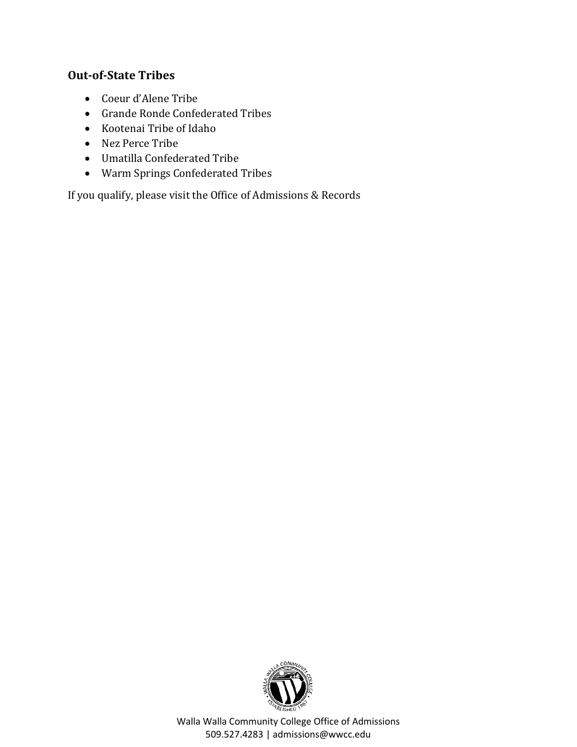### Out-of-State Tribes

- Coeur d'Alene Tribe
- Grande Ronde Confederated Tribes
- Kootenai Tribe of Idaho
- Nez Perce Tribe
- Umatilla Confederated Tribe
- Warm Springs Confederated Tribes

If you qualify, please visit the Office of Admissions & Records